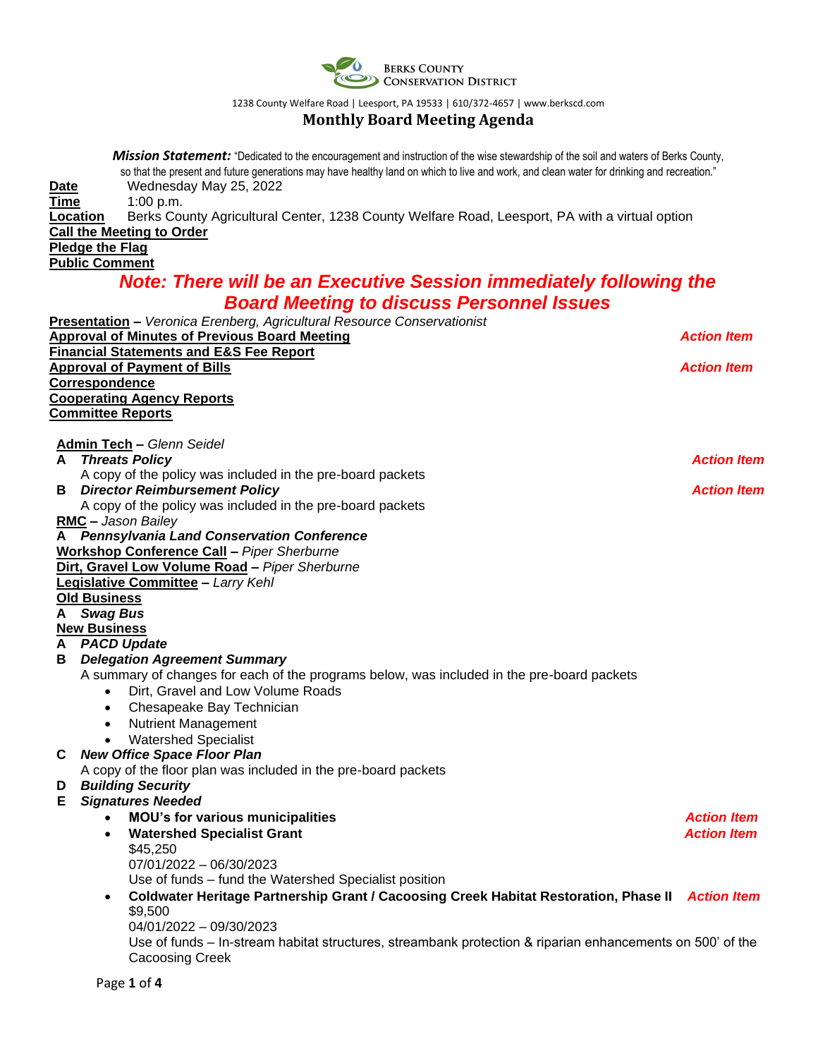**Berks County Conservation District**

1238 County Welfare Road | Leesport, PA 19533 | 610/372-4657 | www.berkscd.com

# Monthly Board Meeting Agenda

***Mission Statement:*** "Dedicated to the encouragement and instruction of the wise stewardship of the soil and waters of Berks County, so that the present and future generations may have healthy land on which to live and work, and clean water for drinking and recreation."

**Date** Wednesday May 25, 2022
**Time** 1:00 p.m.
**Location** Berks County Agricultural Center, 1238 County Welfare Road, Leesport, PA with a virtual option

**Call the Meeting to Order**
**Pledge the Flag**
**Public Comment**

***Note: There will be an Executive Session immediately following the Board Meeting to discuss Personnel Issues***

**Presentation** – *Veronica Erenberg, Agricultural Resource Conservationist*
**Approval of Minutes of Previous Board Meeting** — ***Action Item***
**Financial Statements and E&S Fee Report**
**Approval of Payment of Bills** — ***Action Item***
**Correspondence**
**Cooperating Agency Reports**
**Committee Reports**

**Admin Tech** – *Glenn Seidel*

**A** ***Threats Policy*** — ***Action Item***
A copy of the policy was included in the pre-board packets

**B** ***Director Reimbursement Policy*** — ***Action Item***
A copy of the policy was included in the pre-board packets

**RMC** – *Jason Bailey*

**A** ***Pennsylvania Land Conservation Conference***

**Workshop Conference Call** – *Piper Sherburne*
**Dirt, Gravel Low Volume Road** – *Piper Sherburne*
**Legislative Committee** – *Larry Kehl*

**Old Business**

**A** ***Swag Bus***

**New Business**

**A** ***PACD Update***

**B** ***Delegation Agreement Summary***
A summary of changes for each of the programs below, was included in the pre-board packets

- Dirt, Gravel and Low Volume Roads
- Chesapeake Bay Technician
- Nutrient Management
- Watershed Specialist

**C** ***New Office Space Floor Plan***
A copy of the floor plan was included in the pre-board packets

**D** ***Building Security***

**E** ***Signatures Needed***

- **MOU's for various municipalities** — ***Action Item***
- **Watershed Specialist Grant** — ***Action Item***
  $45,250
  07/01/2022 – 06/30/2023
  Use of funds – fund the Watershed Specialist position
- **Coldwater Heritage Partnership Grant / Cacoosing Creek Habitat Restoration, Phase II** — ***Action Item***
  $9,500
  04/01/2022 – 09/30/2023
  Use of funds – In-stream habitat structures, streambank protection & riparian enhancements on 500' of the Cacoosing Creek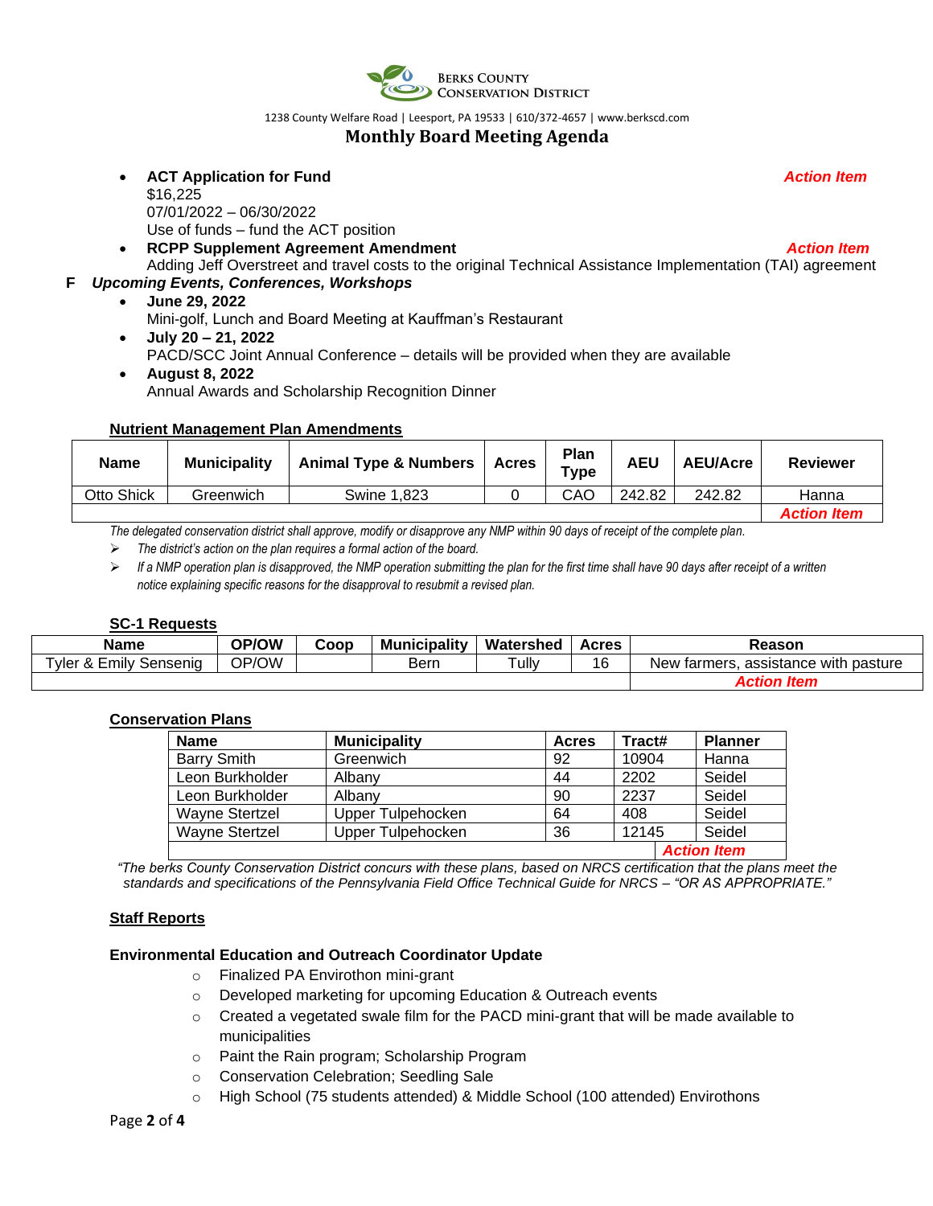Berks County Conservation District

1238 County Welfare Road | Leesport, PA 19533 | 610/372-4657 | www.berkscd.com

# Monthly Board Meeting Agenda

- **ACT Application for Fund** ***Action Item***
  $16,225
  07/01/2022 – 06/30/2022
  Use of funds – fund the ACT position
- **RCPP Supplement Agreement Amendment** ***Action Item***
  Adding Jeff Overstreet and travel costs to the original Technical Assistance Implementation (TAI) agreement

**F** ***Upcoming Events, Conferences, Workshops***

- **June 29, 2022**
  Mini-golf, Lunch and Board Meeting at Kauffman's Restaurant
- **July 20 – 21, 2022**
  PACD/SCC Joint Annual Conference – details will be provided when they are available
- **August 8, 2022**
  Annual Awards and Scholarship Recognition Dinner

**Nutrient Management Plan Amendments**

| Name | Municipality | Animal Type & Numbers | Acres | Plan Type | AEU | AEU/Acre | Reviewer |
|---|---|---|---|---|---|---|---|
| Otto Shick | Greenwich | Swine 1,823 | 0 | CAO | 242.82 | 242.82 | Hanna |
| | | | | | | | ***Action Item*** |

*The delegated conservation district shall approve, modify or disapprove any NMP within 90 days of receipt of the complete plan.*

- *The district's action on the plan requires a formal action of the board.*
- *If a NMP operation plan is disapproved, the NMP operation submitting the plan for the first time shall have 90 days after receipt of a written notice explaining specific reasons for the disapproval to resubmit a revised plan.*

**SC-1 Requests**

| Name | OP/OW | Coop | Municipality | Watershed | Acres | Reason |
|---|---|---|---|---|---|---|
| Tyler & Emily Sensenig | OP/OW | | Bern | Tully | 16 | New farmers, assistance with pasture |
| | | | | | | ***Action Item*** |

**Conservation Plans**

| Name | Municipality | Acres | Tract# | Planner |
|---|---|---|---|---|
| Barry Smith | Greenwich | 92 | 10904 | Hanna |
| Leon Burkholder | Albany | 44 | 2202 | Seidel |
| Leon Burkholder | Albany | 90 | 2237 | Seidel |
| Wayne Stertzel | Upper Tulpehocken | 64 | 408 | Seidel |
| Wayne Stertzel | Upper Tulpehocken | 36 | 12145 | Seidel |
| | | | | ***Action Item*** |

*"The berks County Conservation District concurs with these plans, based on NRCS certification that the plans meet the standards and specifications of the Pennsylvania Field Office Technical Guide for NRCS – "OR AS APPROPRIATE."*

**Staff Reports**

**Environmental Education and Outreach Coordinator Update**

- Finalized PA Envirothon mini-grant
- Developed marketing for upcoming Education & Outreach events
- Created a vegetated swale film for the PACD mini-grant that will be made available to municipalities
- Paint the Rain program; Scholarship Program
- Conservation Celebration; Seedling Sale
- High School (75 students attended) & Middle School (100 attended) Envirothons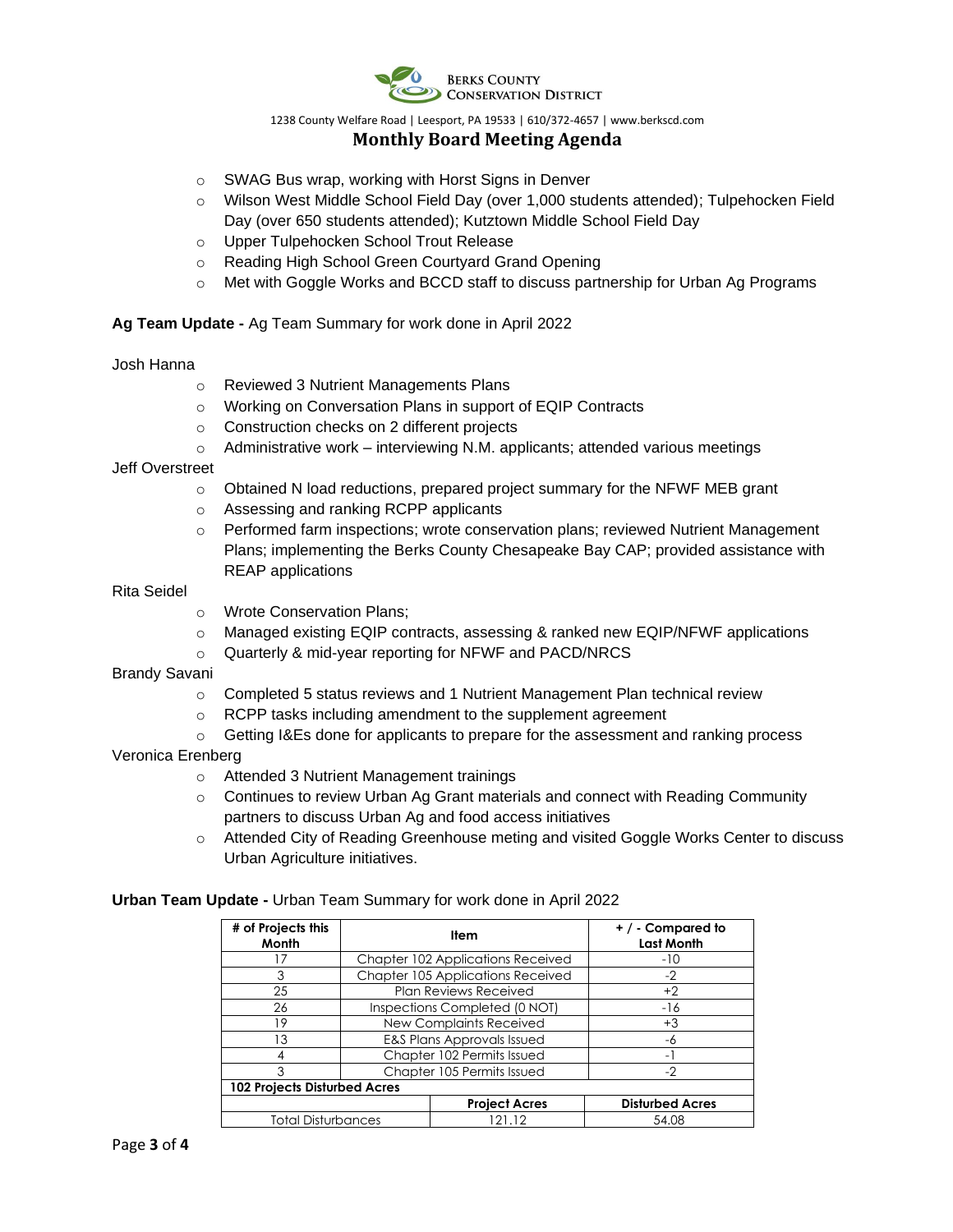**Berks County Conservation District**

1238 County Welfare Road | Leesport, PA 19533 | 610/372-4657 | www.berkscd.com

## Monthly Board Meeting Agenda

- SWAG Bus wrap, working with Horst Signs in Denver
- Wilson West Middle School Field Day (over 1,000 students attended); Tulpehocken Field Day (over 650 students attended); Kutztown Middle School Field Day
- Upper Tulpehocken School Trout Release
- Reading High School Green Courtyard Grand Opening
- Met with Goggle Works and BCCD staff to discuss partnership for Urban Ag Programs

**Ag Team Update -** Ag Team Summary for work done in April 2022

Josh Hanna

- Reviewed 3 Nutrient Managements Plans
- Working on Conversation Plans in support of EQIP Contracts
- Construction checks on 2 different projects
- Administrative work – interviewing N.M. applicants; attended various meetings

Jeff Overstreet

- Obtained N load reductions, prepared project summary for the NFWF MEB grant
- Assessing and ranking RCPP applicants
- Performed farm inspections; wrote conservation plans; reviewed Nutrient Management Plans; implementing the Berks County Chesapeake Bay CAP; provided assistance with REAP applications

Rita Seidel

- Wrote Conservation Plans;
- Managed existing EQIP contracts, assessing & ranked new EQIP/NFWF applications
- Quarterly & mid-year reporting for NFWF and PACD/NRCS

Brandy Savani

- Completed 5 status reviews and 1 Nutrient Management Plan technical review
- RCPP tasks including amendment to the supplement agreement
- Getting I&Es done for applicants to prepare for the assessment and ranking process

Veronica Erenberg

- Attended 3 Nutrient Management trainings
- Continues to review Urban Ag Grant materials and connect with Reading Community partners to discuss Urban Ag and food access initiatives
- Attended City of Reading Greenhouse meting and visited Goggle Works Center to discuss Urban Agriculture initiatives.

**Urban Team Update -** Urban Team Summary for work done in April 2022

| # of Projects this Month | Item | + / - Compared to Last Month |
|---|---|---|
| 17 | Chapter 102 Applications Received | -10 |
| 3 | Chapter 105 Applications Received | -2 |
| 25 | Plan Reviews Received | +2 |
| 26 | Inspections Completed (0 NOT) | -16 |
| 19 | New Complaints Received | +3 |
| 13 | E&S Plans Approvals Issued | -6 |
| 4 | Chapter 102 Permits Issued | -1 |
| 3 | Chapter 105 Permits Issued | -2 |

| 102 Projects Disturbed Acres | Project Acres | Disturbed Acres |
|---|---|---|
| Total Disturbances | 121.12 | 54.08 |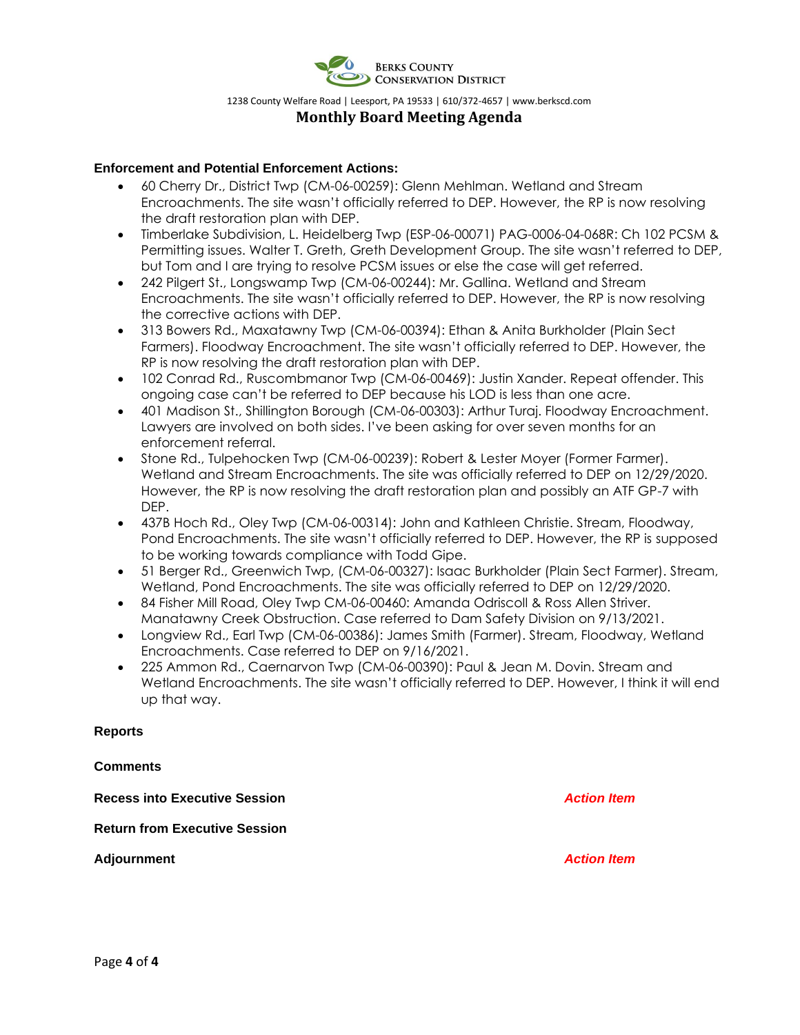**Berks County Conservation District**

1238 County Welfare Road | Leesport, PA 19533 | 610/372-4657 | www.berkscd.com

# Monthly Board Meeting Agenda

**Enforcement and Potential Enforcement Actions:**

- 60 Cherry Dr., District Twp (CM-06-00259): Glenn Mehlman. Wetland and Stream Encroachments. The site wasn't officially referred to DEP. However, the RP is now resolving the draft restoration plan with DEP.
- Timberlake Subdivision, L. Heidelberg Twp (ESP-06-00071) PAG-0006-04-068R: Ch 102 PCSM & Permitting issues. Walter T. Greth, Greth Development Group. The site wasn't referred to DEP, but Tom and I are trying to resolve PCSM issues or else the case will get referred.
- 242 Pilgert St., Longswamp Twp (CM-06-00244): Mr. Gallina. Wetland and Stream Encroachments. The site wasn't officially referred to DEP. However, the RP is now resolving the corrective actions with DEP.
- 313 Bowers Rd., Maxatawny Twp (CM-06-00394): Ethan & Anita Burkholder (Plain Sect Farmers). Floodway Encroachment. The site wasn't officially referred to DEP. However, the RP is now resolving the draft restoration plan with DEP.
- 102 Conrad Rd., Ruscombmanor Twp (CM-06-00469): Justin Xander. Repeat offender. This ongoing case can't be referred to DEP because his LOD is less than one acre.
- 401 Madison St., Shillington Borough (CM-06-00303): Arthur Turaj. Floodway Encroachment. Lawyers are involved on both sides. I've been asking for over seven months for an enforcement referral.
- Stone Rd., Tulpehocken Twp (CM-06-00239): Robert & Lester Moyer (Former Farmer). Wetland and Stream Encroachments. The site was officially referred to DEP on 12/29/2020. However, the RP is now resolving the draft restoration plan and possibly an ATF GP-7 with DEP.
- 437B Hoch Rd., Oley Twp (CM-06-00314): John and Kathleen Christie. Stream, Floodway, Pond Encroachments. The site wasn't officially referred to DEP. However, the RP is supposed to be working towards compliance with Todd Gipe.
- 51 Berger Rd., Greenwich Twp, (CM-06-00327): Isaac Burkholder (Plain Sect Farmer). Stream, Wetland, Pond Encroachments. The site was officially referred to DEP on 12/29/2020.
- 84 Fisher Mill Road, Oley Twp CM-06-00460: Amanda Odriscoll & Ross Allen Striver. Manatawny Creek Obstruction. Case referred to Dam Safety Division on 9/13/2021.
- Longview Rd., Earl Twp (CM-06-00386): James Smith (Farmer). Stream, Floodway, Wetland Encroachments. Case referred to DEP on 9/16/2021.
- 225 Ammon Rd., Caernarvon Twp (CM-06-00390): Paul & Jean M. Dovin. Stream and Wetland Encroachments. The site wasn't officially referred to DEP. However, I think it will end up that way.

**Reports**

**Comments**

**Recess into Executive Session** — ***Action Item***

**Return from Executive Session**

**Adjournment** — ***Action Item***